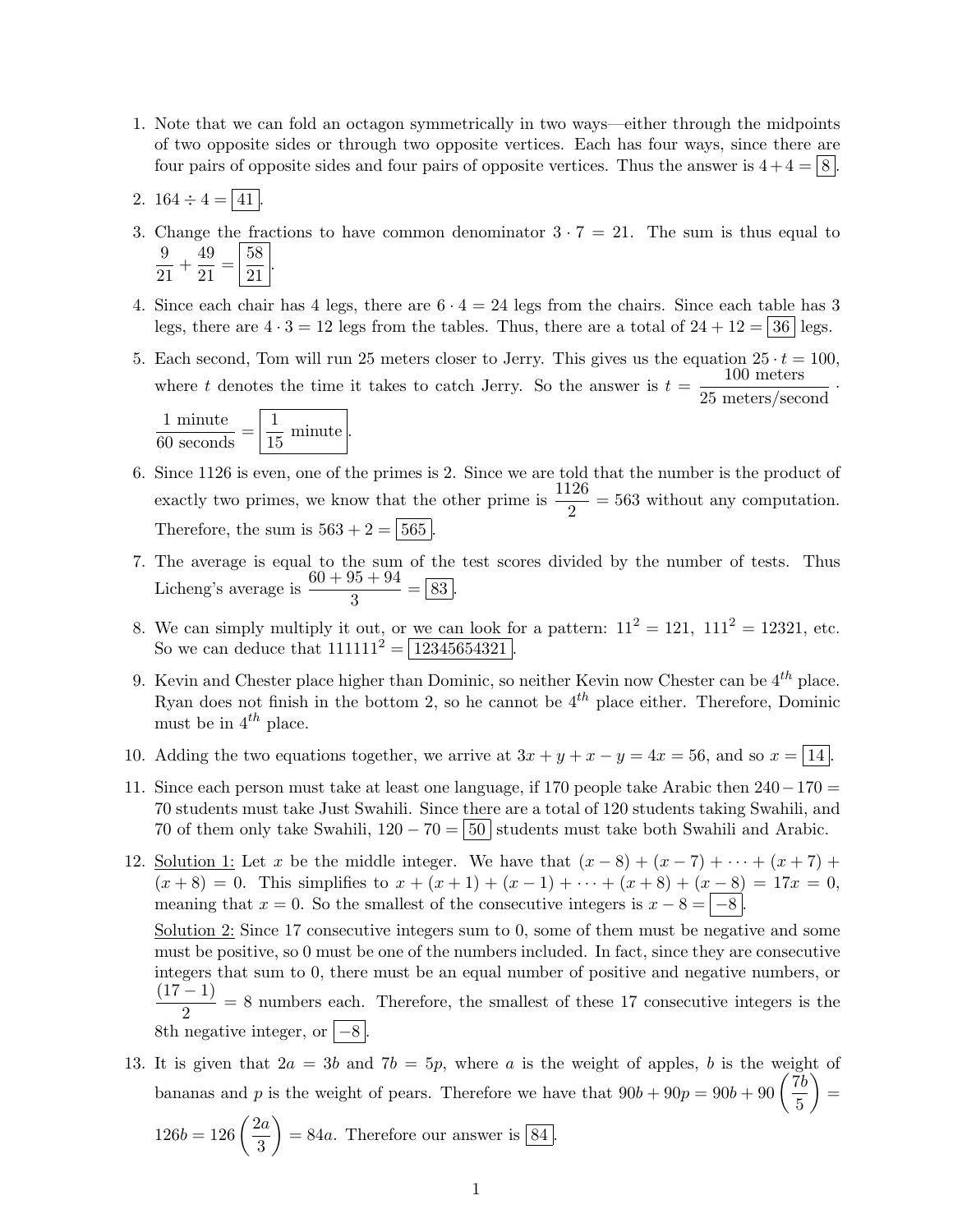1. Note that we can fold an octagon symmetrically in two ways—either through the midpoints of two opposite sides or through two opposite vertices. Each has four ways, since there are four pairs of opposite sides and four pairs of opposite vertices. Thus the answer is $4+4=\boxed{8}$.

2. $164 \div 4 = \boxed{41}$.

3. Change the fractions to have common denominator $3 \cdot 7 = 21$. The sum is thus equal to $\dfrac{9}{21} + \dfrac{49}{21} = \boxed{\dfrac{58}{21}}$.

4. Since each chair has 4 legs, there are $6 \cdot 4 = 24$ legs from the chairs. Since each table has 3 legs, there are $4 \cdot 3 = 12$ legs from the tables. Thus, there are a total of $24 + 12 = \boxed{36}$ legs.

5. Each second, Tom will run 25 meters closer to Jerry. This gives us the equation $25 \cdot t = 100$, where $t$ denotes the time it takes to catch Jerry. So the answer is $t = \dfrac{100 \text{ meters}}{25 \text{ meters/second}} \cdot \dfrac{1 \text{ minute}}{60 \text{ seconds}} = \boxed{\dfrac{1}{15} \text{ minute}}$.

6. Since 1126 is even, one of the primes is 2. Since we are told that the number is the product of exactly two primes, we know that the other prime is $\dfrac{1126}{2} = 563$ without any computation. Therefore, the sum is $563 + 2 = \boxed{565}$.

7. The average is equal to the sum of the test scores divided by the number of tests. Thus Licheng's average is $\dfrac{60+95+94}{3} = \boxed{83}$.

8. We can simply multiply it out, or we can look for a pattern: $11^2 = 121$, $111^2 = 12321$, etc. So we can deduce that $111111^2 = \boxed{12345654321}$.

9. Kevin and Chester place higher than Dominic, so neither Kevin now Chester can be $4^{th}$ place. Ryan does not finish in the bottom 2, so he cannot be $4^{th}$ place either. Therefore, Dominic must be in $4^{th}$ place.

10. Adding the two equations together, we arrive at $3x + y + x - y = 4x = 56$, and so $x = \boxed{14}$.

11. Since each person must take at least one language, if 170 people take Arabic then $240 - 170 = 70$ students must take Just Swahili. Since there are a total of 120 students taking Swahili, and 70 of them only take Swahili, $120 - 70 = \boxed{50}$ students must take both Swahili and Arabic.

12. Solution 1: Let $x$ be the middle integer. We have that $(x-8)+(x-7)+\cdots+(x+7)+(x+8) = 0$. This simplifies to $x+(x+1)+(x-1)+\cdots+(x+8)+(x-8) = 17x = 0$, meaning that $x = 0$. So the smallest of the consecutive integers is $x - 8 = \boxed{-8}$.

    Solution 2: Since 17 consecutive integers sum to 0, some of them must be negative and some must be positive, so 0 must be one of the numbers included. In fact, since they are consecutive integers that sum to 0, there must be an equal number of positive and negative numbers, or $\dfrac{(17-1)}{2} = 8$ numbers each. Therefore, the smallest of these 17 consecutive integers is the 8th negative integer, or $\boxed{-8}$.

13. It is given that $2a = 3b$ and $7b = 5p$, where $a$ is the weight of apples, $b$ is the weight of bananas and $p$ is the weight of pears. Therefore we have that $90b + 90p = 90b + 90\left(\dfrac{7b}{5}\right) = 126b = 126\left(\dfrac{2a}{3}\right) = 84a$. Therefore our answer is $\boxed{84}$.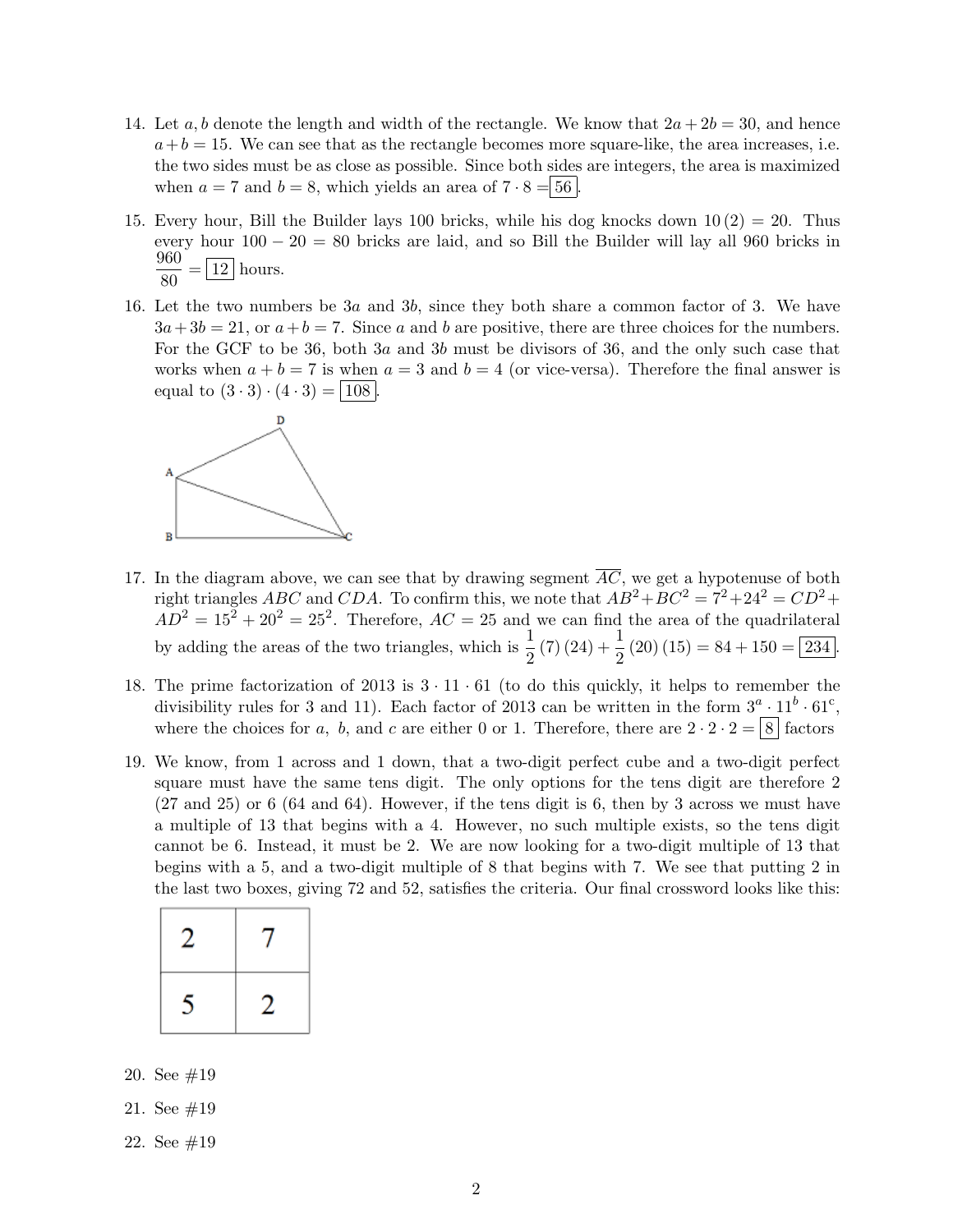14. Let $a, b$ denote the length and width of the rectangle. We know that $2a + 2b = 30$, and hence $a + b = 15$. We can see that as the rectangle becomes more square-like, the area increases, i.e. the two sides must be as close as possible. Since both sides are integers, the area is maximized when $a = 7$ and $b = 8$, which yields an area of $7 \cdot 8 = \boxed{56}$.

15. Every hour, Bill the Builder lays 100 bricks, while his dog knocks down $10(2) = 20$. Thus every hour $100 - 20 = 80$ bricks are laid, and so Bill the Builder will lay all 960 bricks in $\frac{960}{80} = \boxed{12}$ hours.

16. Let the two numbers be $3a$ and $3b$, since they both share a common factor of 3. We have $3a + 3b = 21$, or $a + b = 7$. Since $a$ and $b$ are positive, there are three choices for the numbers. For the GCF to be 36, both $3a$ and $3b$ must be divisors of 36, and the only such case that works when $a + b = 7$ is when $a = 3$ and $b = 4$ (or vice-versa). Therefore the final answer is equal to $(3 \cdot 3) \cdot (4 \cdot 3) = \boxed{108}$.

17. In the diagram above, we can see that by drawing segment $\overline{AC}$, we get a hypotenuse of both right triangles $ABC$ and $CDA$. To confirm this, we note that $AB^2 + BC^2 = 7^2 + 24^2 = CD^2 + AD^2 = 15^2 + 20^2 = 25^2$. Therefore, $AC = 25$ and we can find the area of the quadrilateral by adding the areas of the two triangles, which is $\frac{1}{2}(7)(24) + \frac{1}{2}(20)(15) = 84 + 150 = \boxed{234}$.

18. The prime factorization of 2013 is $3 \cdot 11 \cdot 61$ (to do this quickly, it helps to remember the divisibility rules for 3 and 11). Each factor of 2013 can be written in the form $3^a \cdot 11^b \cdot 61^c$, where the choices for $a$, $b$, and $c$ are either 0 or 1. Therefore, there are $2 \cdot 2 \cdot 2 = \boxed{8}$ factors

19. We know, from 1 across and 1 down, that a two-digit perfect cube and a two-digit perfect square must have the same tens digit. The only options for the tens digit are therefore 2 (27 and 25) or 6 (64 and 64). However, if the tens digit is 6, then by 3 across we must have a multiple of 13 that begins with a 4. However, no such multiple exists, so the tens digit cannot be 6. Instead, it must be 2. We are now looking for a two-digit multiple of 13 that begins with a 5, and a two-digit multiple of 8 that begins with 7. We see that putting 2 in the last two boxes, giving 72 and 52, satisfies the criteria. Our final crossword looks like this:

| 2 | 7 |
|---|---|
| 5 | 2 |

20. See #19

21. See #19

22. See #19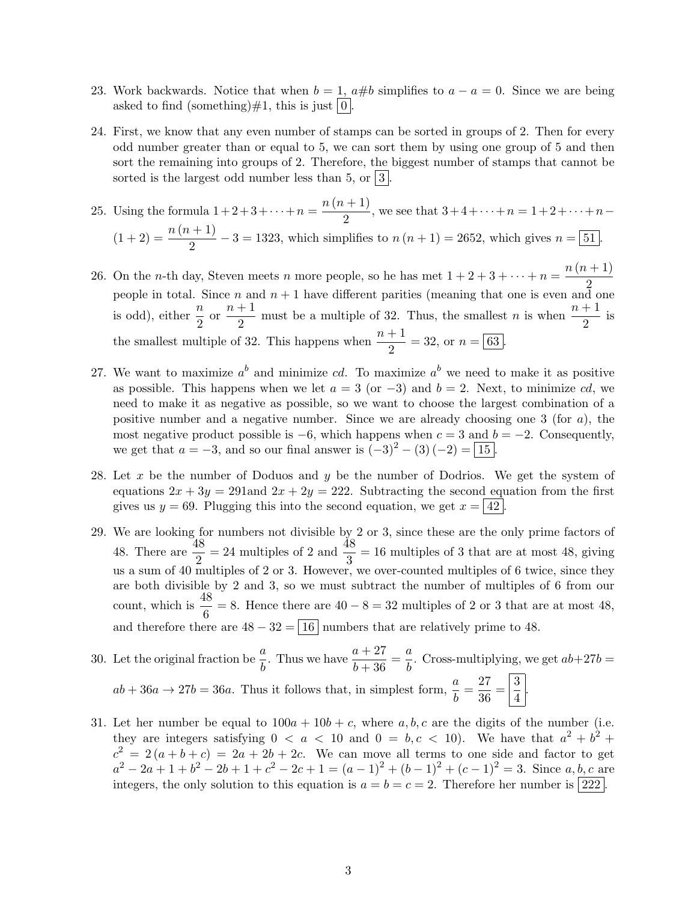23. Work backwards. Notice that when $b = 1$, $a\#b$ simplifies to $a - a = 0$. Since we are being asked to find (something)$\#1$, this is just $\boxed{0}$.

24. First, we know that any even number of stamps can be sorted in groups of 2. Then for every odd number greater than or equal to 5, we can sort them by using one group of 5 and then sort the remaining into groups of 2. Therefore, the biggest number of stamps that cannot be sorted is the largest odd number less than 5, or $\boxed{3}$.

25. Using the formula $1+2+3+\cdots+n = \dfrac{n(n+1)}{2}$, we see that $3+4+\cdots+n = 1+2+\cdots+n-(1+2) = \dfrac{n(n+1)}{2} - 3 = 1323$, which simplifies to $n(n+1) = 2652$, which gives $n = \boxed{51}$.

26. On the $n$-th day, Steven meets $n$ more people, so he has met $1+2+3+\cdots+n = \dfrac{n(n+1)}{2}$ people in total. Since $n$ and $n+1$ have different parities (meaning that one is even and one is odd), either $\dfrac{n}{2}$ or $\dfrac{n+1}{2}$ must be a multiple of 32. Thus, the smallest $n$ is when $\dfrac{n+1}{2}$ is the smallest multiple of 32. This happens when $\dfrac{n+1}{2} = 32$, or $n = \boxed{63}$.

27. We want to maximize $a^b$ and minimize $cd$. To maximize $a^b$ we need to make it as positive as possible. This happens when we let $a = 3$ (or $-3$) and $b = 2$. Next, to minimize $cd$, we need to make it as negative as possible, so we want to choose the largest combination of a positive number and a negative number. Since we are already choosing one 3 (for $a$), the most negative product possible is $-6$, which happens when $c = 3$ and $b = -2$. Consequently, we get that $a = -3$, and so our final answer is $(-3)^2 - (3)(-2) = \boxed{15}$.

28. Let $x$ be the number of Doduos and $y$ be the number of Dodrios. We get the system of equations $2x + 3y = 291$and $2x + 2y = 222$. Subtracting the second equation from the first gives us $y = 69$. Plugging this into the second equation, we get $x = \boxed{42}$.

29. We are looking for numbers not divisible by 2 or 3, since these are the only prime factors of 48. There are $\dfrac{48}{2} = 24$ multiples of 2 and $\dfrac{48}{3} = 16$ multiples of 3 that are at most 48, giving us a sum of 40 multiples of 2 or 3. However, we over-counted multiples of 6 twice, since they are both divisible by 2 and 3, so we must subtract the number of multiples of 6 from our count, which is $\dfrac{48}{6} = 8$. Hence there are $40 - 8 = 32$ multiples of 2 or 3 that are at most 48, and therefore there are $48 - 32 = \boxed{16}$ numbers that are relatively prime to 48.

30. Let the original fraction be $\dfrac{a}{b}$. Thus we have $\dfrac{a+27}{b+36} = \dfrac{a}{b}$. Cross-multiplying, we get $ab + 27b = ab + 36a \to 27b = 36a$. Thus it follows that, in simplest form, $\dfrac{a}{b} = \dfrac{27}{36} = \boxed{\dfrac{3}{4}}$.

31. Let her number be equal to $100a + 10b + c$, where $a, b, c$ are the digits of the number (i.e. they are integers satisfying $0 < a < 10$ and $0 = b, c < 10$). We have that $a^2 + b^2 + c^2 = 2(a+b+c) = 2a + 2b + 2c$. We can move all terms to one side and factor to get $a^2 - 2a + 1 + b^2 - 2b + 1 + c^2 - 2c + 1 = (a-1)^2 + (b-1)^2 + (c-1)^2 = 3$. Since $a, b, c$ are integers, the only solution to this equation is $a = b = c = 2$. Therefore her number is $\boxed{222}$.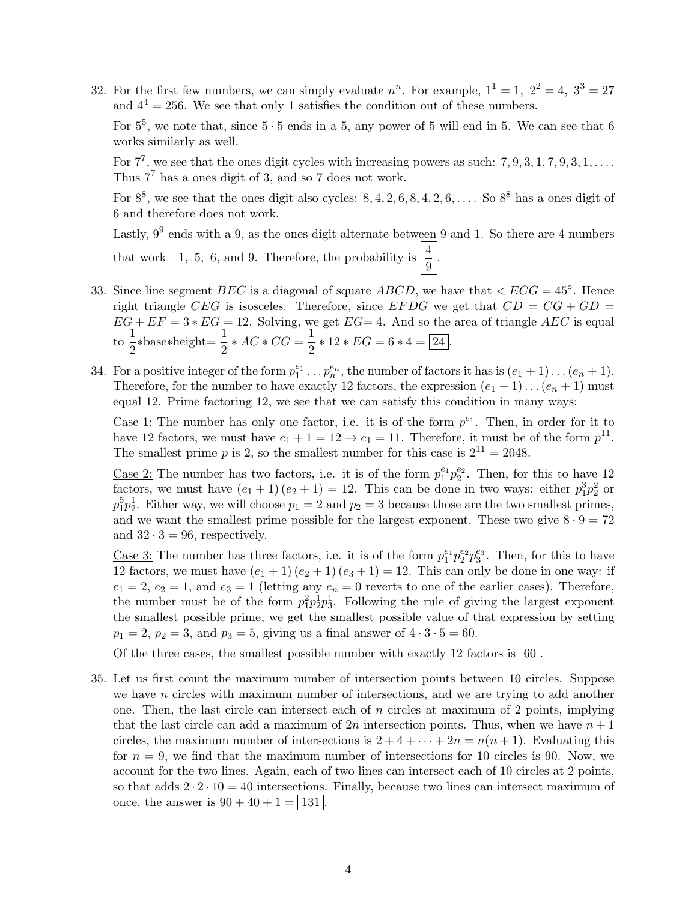32. For the first few numbers, we can simply evaluate $n^n$. For example, $1^1 = 1,\ 2^2 = 4,\ 3^3 = 27$ and $4^4 = 256$. We see that only 1 satisfies the condition out of these numbers.

    For $5^5$, we note that, since $5 \cdot 5$ ends in a 5, any power of 5 will end in 5. We can see that 6 works similarly as well.

    For $7^7$, we see that the ones digit cycles with increasing powers as such: $7, 9, 3, 1, 7, 9, 3, 1, \ldots$. Thus $7^7$ has a ones digit of 3, and so 7 does not work.

    For $8^8$, we see that the ones digit also cycles: $8, 4, 2, 6, 8, 4, 2, 6, \ldots$. So $8^8$ has a ones digit of 6 and therefore does not work.

    Lastly, $9^9$ ends with a 9, as the ones digit alternate between 9 and 1. So there are 4 numbers that work—1, 5, 6, and 9. Therefore, the probability is $\boxed{\frac{4}{9}}$.

33. Since line segment $BEC$ is a diagonal of square $ABCD$, we have that $< ECG = 45°$. Hence right triangle $CEG$ is isosceles. Therefore, since $EFDG$ we get that $CD = CG + GD = EG + EF = 3 * EG = 12$. Solving, we get $EG = 4$. And so the area of triangle $AEC$ is equal to $\frac{1}{2}*\text{base}*\text{height} = \frac{1}{2} * AC * CG = \frac{1}{2} * 12 * EG = 6 * 4 = \boxed{24}$.

34. For a positive integer of the form $p_1^{e_1} \ldots p_n^{e_n}$, the number of factors it has is $(e_1 + 1) \ldots (e_n + 1)$. Therefore, for the number to have exactly 12 factors, the expression $(e_1 + 1) \ldots (e_n + 1)$ must equal 12. Prime factoring 12, we see that we can satisfy this condition in many ways:

    Case 1: The number has only one factor, i.e. it is of the form $p^{e_1}$. Then, in order for it to have 12 factors, we must have $e_1 + 1 = 12 \to e_1 = 11$. Therefore, it must be of the form $p^{11}$. The smallest prime $p$ is 2, so the smallest number for this case is $2^{11} = 2048$.

    Case 2: The number has two factors, i.e. it is of the form $p_1^{e_1} p_2^{e_2}$. Then, for this to have 12 factors, we must have $(e_1 + 1)(e_2 + 1) = 12$. This can be done in two ways: either $p_1^3 p_2^2$ or $p_1^5 p_2^1$. Either way, we will choose $p_1 = 2$ and $p_2 = 3$ because those are the two smallest primes, and we want the smallest prime possible for the largest exponent. These two give $8 \cdot 9 = 72$ and $32 \cdot 3 = 96$, respectively.

    Case 3: The number has three factors, i.e. it is of the form $p_1^{e_1} p_2^{e_2} p_3^{e_3}$. Then, for this to have 12 factors, we must have $(e_1 + 1)(e_2 + 1)(e_3 + 1) = 12$. This can only be done in one way: if $e_1 = 2$, $e_2 = 1$, and $e_3 = 1$ (letting any $e_n = 0$ reverts to one of the earlier cases). Therefore, the number must be of the form $p_1^2 p_2^1 p_3^1$. Following the rule of giving the largest exponent the smallest possible prime, we get the smallest possible value of that expression by setting $p_1 = 2$, $p_2 = 3$, and $p_3 = 5$, giving us a final answer of $4 \cdot 3 \cdot 5 = 60$.

    Of the three cases, the smallest possible number with exactly 12 factors is $\boxed{60}$.

35. Let us first count the maximum number of intersection points between 10 circles. Suppose we have $n$ circles with maximum number of intersections, and we are trying to add another one. Then, the last circle can intersect each of $n$ circles at maximum of 2 points, implying that the last circle can add a maximum of $2n$ intersection points. Thus, when we have $n + 1$ circles, the maximum number of intersections is $2 + 4 + \cdots + 2n = n(n + 1)$. Evaluating this for $n = 9$, we find that the maximum number of intersections for 10 circles is 90. Now, we account for the two lines. Again, each of two lines can intersect each of 10 circles at 2 points, so that adds $2 \cdot 2 \cdot 10 = 40$ intersections. Finally, because two lines can intersect maximum of once, the answer is $90 + 40 + 1 = \boxed{131}$.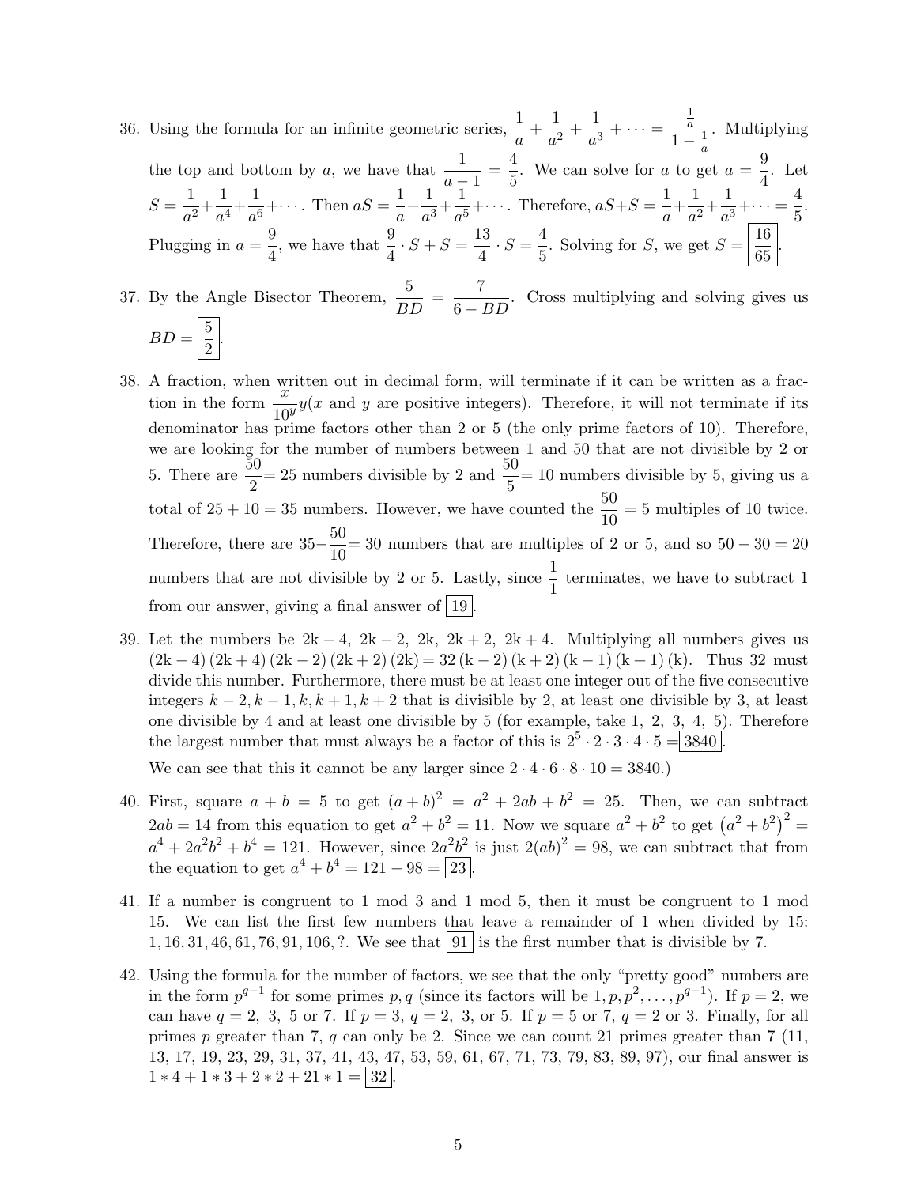36. Using the formula for an infinite geometric series, $\frac{1}{a} + \frac{1}{a^2} + \frac{1}{a^3} + \cdots = \frac{\frac{1}{a}}{1 - \frac{1}{a}}$. Multiplying the top and bottom by $a$, we have that $\frac{1}{a-1} = \frac{4}{5}$. We can solve for $a$ to get $a = \frac{9}{4}$. Let $S = \frac{1}{a^2} + \frac{1}{a^4} + \frac{1}{a^6} + \cdots$. Then $aS = \frac{1}{a} + \frac{1}{a^3} + \frac{1}{a^5} + \cdots$. Therefore, $aS + S = \frac{1}{a} + \frac{1}{a^2} + \frac{1}{a^3} + \cdots = \frac{4}{5}$. Plugging in $a = \frac{9}{4}$, we have that $\frac{9}{4} \cdot S + S = \frac{13}{4} \cdot S = \frac{4}{5}$. Solving for $S$, we get $S = \boxed{\frac{16}{65}}$.

37. By the Angle Bisector Theorem, $\frac{5}{BD} = \frac{7}{6 - BD}$. Cross multiplying and solving gives us $BD = \boxed{\frac{5}{2}}$.

38. A fraction, when written out in decimal form, will terminate if it can be written as a fraction in the form $\frac{x}{10^y}y$($x$ and $y$ are positive integers). Therefore, it will not terminate if its denominator has prime factors other than 2 or 5 (the only prime factors of 10). Therefore, we are looking for the number of numbers between 1 and 50 that are not divisible by 2 or 5. There are $\frac{50}{2} = 25$ numbers divisible by 2 and $\frac{50}{5} = 10$ numbers divisible by 5, giving us a total of $25 + 10 = 35$ numbers. However, we have counted the $\frac{50}{10} = 5$ multiples of 10 twice. Therefore, there are $35 - \frac{50}{10} = 30$ numbers that are multiples of 2 or 5, and so $50 - 30 = 20$ numbers that are not divisible by 2 or 5. Lastly, since $\frac{1}{1}$ terminates, we have to subtract 1 from our answer, giving a final answer of $\boxed{19}$.

39. Let the numbers be $2k - 4,\ 2k - 2,\ 2k,\ 2k + 2,\ 2k + 4$. Multiplying all numbers gives us $(2k - 4)(2k + 4)(2k - 2)(2k + 2)(2k) = 32(k - 2)(k + 2)(k - 1)(k + 1)(k)$. Thus 32 must divide this number. Furthermore, there must be at least one integer out of the five consecutive integers $k - 2, k - 1, k, k + 1, k + 2$ that is divisible by 2, at least one divisible by 3, at least one divisible by 4 and at least one divisible by 5 (for example, take 1, 2, 3, 4, 5). Therefore the largest number that must always be a factor of this is $2^5 \cdot 2 \cdot 3 \cdot 4 \cdot 5 = \boxed{3840}$.

    We can see that this it cannot be any larger since $2 \cdot 4 \cdot 6 \cdot 8 \cdot 10 = 3840$.)

40. First, square $a + b = 5$ to get $(a + b)^2 = a^2 + 2ab + b^2 = 25$. Then, we can subtract $2ab = 14$ from this equation to get $a^2 + b^2 = 11$. Now we square $a^2 + b^2$ to get $(a^2 + b^2)^2 = a^4 + 2a^2b^2 + b^4 = 121$. However, since $2a^2b^2$ is just $2(ab)^2 = 98$, we can subtract that from the equation to get $a^4 + b^4 = 121 - 98 = \boxed{23}$.

41. If a number is congruent to 1 mod 3 and 1 mod 5, then it must be congruent to 1 mod 15. We can list the first few numbers that leave a remainder of 1 when divided by 15: $1, 16, 31, 46, 61, 76, 91, 106, ?$. We see that $\boxed{91}$ is the first number that is divisible by 7.

42. Using the formula for the number of factors, we see that the only "pretty good" numbers are in the form $p^{q-1}$ for some primes $p, q$ (since its factors will be $1, p, p^2, \ldots, p^{q-1}$). If $p = 2$, we can have $q = 2,\ 3,\ 5$ or 7. If $p = 3$, $q = 2,\ 3$, or 5. If $p = 5$ or 7, $q = 2$ or 3. Finally, for all primes $p$ greater than 7, $q$ can only be 2. Since we can count 21 primes greater than 7 (11, 13, 17, 19, 23, 29, 31, 37, 41, 43, 47, 53, 59, 61, 67, 71, 73, 79, 83, 89, 97), our final answer is $1 * 4 + 1 * 3 + 2 * 2 + 21 * 1 = \boxed{32}$.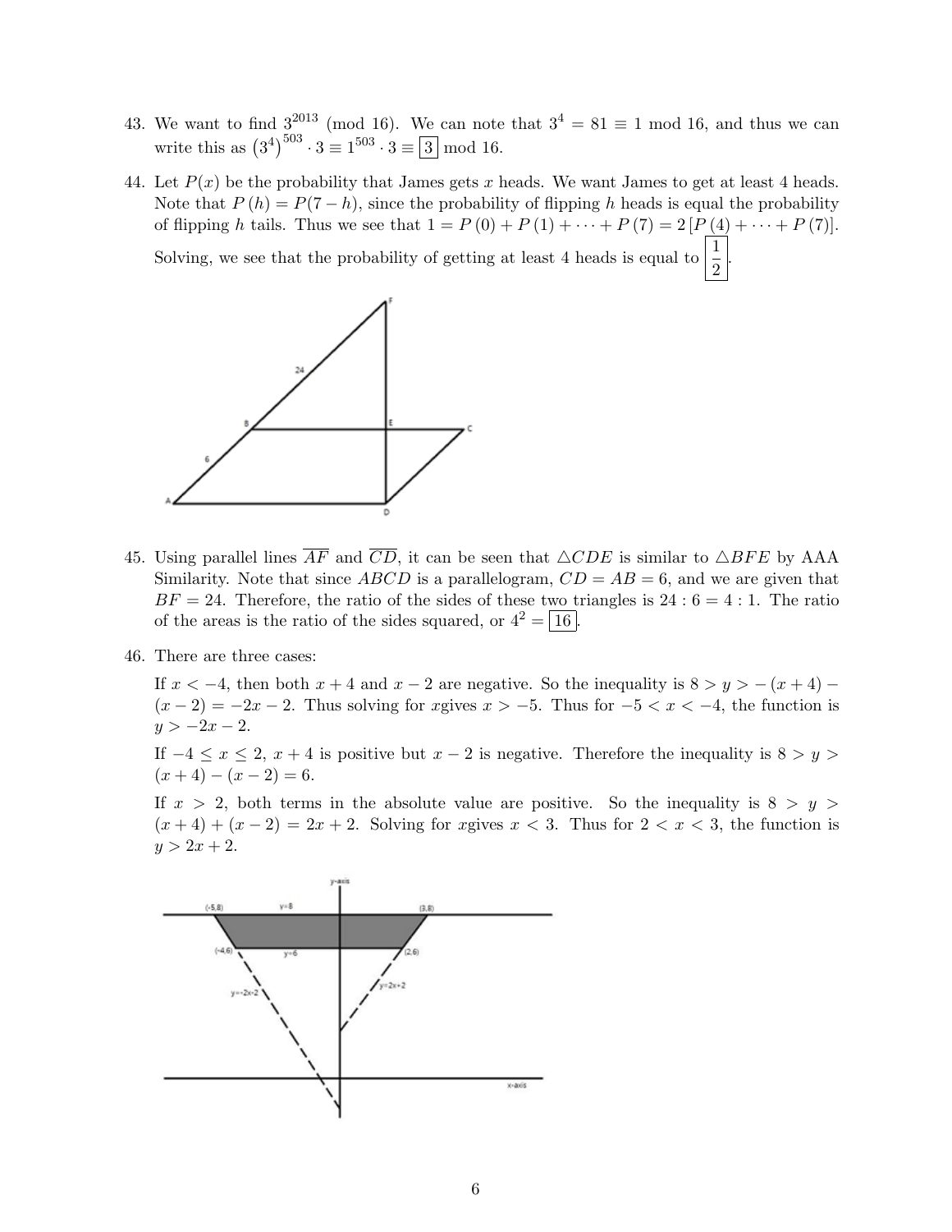43. We want to find $3^{2013}$ (mod 16). We can note that $3^4 = 81 \equiv 1$ mod 16, and thus we can write this as $\left(3^4\right)^{503} \cdot 3 \equiv 1^{503} \cdot 3 \equiv \boxed{3}$ mod 16.

44. Let $P(x)$ be the probability that James gets $x$ heads. We want James to get at least 4 heads. Note that $P(h) = P(7-h)$, since the probability of flipping $h$ heads is equal the probability of flipping $h$ tails. Thus we see that $1 = P(0) + P(1) + \cdots + P(7) = 2\left[P(4) + \cdots + P(7)\right]$. Solving, we see that the probability of getting at least 4 heads is equal to $\boxed{\frac{1}{2}}$.

45. Using parallel lines $\overline{AF}$ and $\overline{CD}$, it can be seen that $\triangle CDE$ is similar to $\triangle BFE$ by AAA Similarity. Note that since $ABCD$ is a parallelogram, $CD = AB = 6$, and we are given that $BF = 24$. Therefore, the ratio of the sides of these two triangles is $24 : 6 = 4 : 1$. The ratio of the areas is the ratio of the sides squared, or $4^2 = \boxed{16}$.

46. There are three cases:

    If $x < -4$, then both $x+4$ and $x-2$ are negative. So the inequality is $8 > y > -(x+4) - (x-2) = -2x - 2$. Thus solving for $x$gives $x > -5$. Thus for $-5 < x < -4$, the function is $y > -2x - 2$.

    If $-4 \le x \le 2$, $x + 4$ is positive but $x - 2$ is negative. Therefore the inequality is $8 > y > (x+4) - (x-2) = 6$.

    If $x > 2$, both terms in the absolute value are positive. So the inequality is $8 > y > (x+4) + (x-2) = 2x + 2$. Solving for $x$gives $x < 3$. Thus for $2 < x < 3$, the function is $y > 2x + 2$.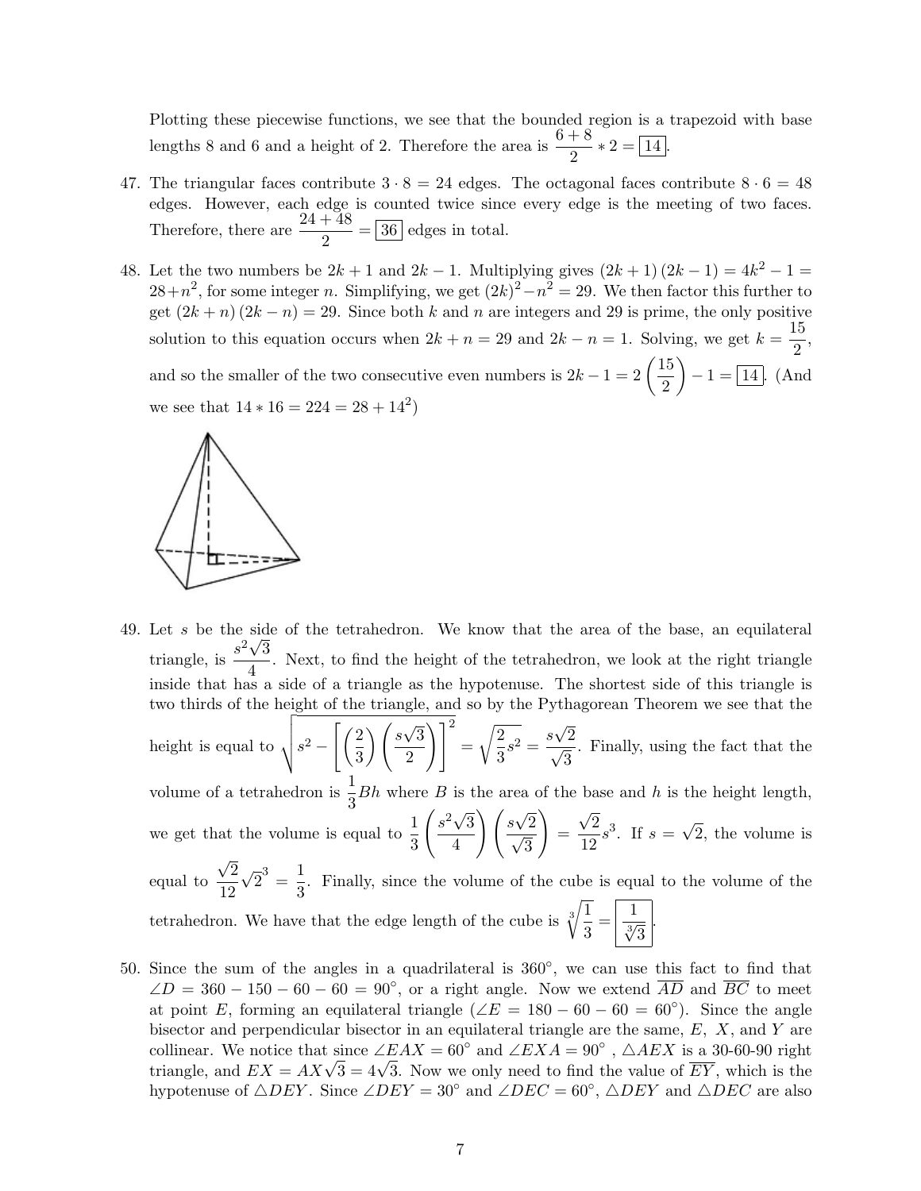Plotting these piecewise functions, we see that the bounded region is a trapezoid with base lengths 8 and 6 and a height of 2. Therefore the area is $\frac{6+8}{2} * 2 = \boxed{14}$.

47. The triangular faces contribute $3 \cdot 8 = 24$ edges. The octagonal faces contribute $8 \cdot 6 = 48$ edges. However, each edge is counted twice since every edge is the meeting of two faces. Therefore, there are $\frac{24+48}{2} = \boxed{36}$ edges in total.

48. Let the two numbers be $2k+1$ and $2k-1$. Multiplying gives $(2k+1)(2k-1) = 4k^2 - 1 = 28 + n^2$, for some integer $n$. Simplifying, we get $(2k)^2 - n^2 = 29$. We then factor this further to get $(2k+n)(2k-n) = 29$. Since both $k$ and $n$ are integers and 29 is prime, the only positive solution to this equation occurs when $2k+n = 29$ and $2k - n = 1$. Solving, we get $k = \frac{15}{2}$, and so the smaller of the two consecutive even numbers is $2k - 1 = 2\left(\frac{15}{2}\right) - 1 = \boxed{14}$. (And we see that $14 * 16 = 224 = 28 + 14^2$)

49. Let $s$ be the side of the tetrahedron. We know that the area of the base, an equilateral triangle, is $\frac{s^2\sqrt{3}}{4}$. Next, to find the height of the tetrahedron, we look at the right triangle inside that has a side of a triangle as the hypotenuse. The shortest side of this triangle is two thirds of the height of the triangle, and so by the Pythagorean Theorem we see that the height is equal to $\sqrt{s^2 - \left[\left(\frac{2}{3}\right)\left(\frac{s\sqrt{3}}{2}\right)\right]^2} = \sqrt{\frac{2}{3}s^2} = \frac{s\sqrt{2}}{\sqrt{3}}$. Finally, using the fact that the volume of a tetrahedron is $\frac{1}{3}Bh$ where $B$ is the area of the base and $h$ is the height length, we get that the volume is equal to $\frac{1}{3}\left(\frac{s^2\sqrt{3}}{4}\right)\left(\frac{s\sqrt{2}}{\sqrt{3}}\right) = \frac{\sqrt{2}}{12}s^3$. If $s = \sqrt{2}$, the volume is equal to $\frac{\sqrt{2}}{12}\sqrt{2}^3 = \frac{1}{3}$. Finally, since the volume of the cube is equal to the volume of the tetrahedron. We have that the edge length of the cube is $\sqrt[3]{\frac{1}{3}} = \boxed{\frac{1}{\sqrt[3]{3}}}$.

50. Since the sum of the angles in a quadrilateral is $360°$, we can use this fact to find that $\angle D = 360 - 150 - 60 - 60 = 90°$, or a right angle. Now we extend $\overline{AD}$ and $\overline{BC}$ to meet at point $E$, forming an equilateral triangle ($\angle E = 180 - 60 - 60 = 60°$). Since the angle bisector and perpendicular bisector in an equilateral triangle are the same, $E$, $X$, and $Y$ are collinear. We notice that since $\angle EAX = 60°$ and $\angle EXA = 90°$, $\triangle AEX$ is a 30-60-90 right triangle, and $EX = AX\sqrt{3} = 4\sqrt{3}$. Now we only need to find the value of $\overline{EY}$, which is the hypotenuse of $\triangle DEY$. Since $\angle DEY = 30°$ and $\angle DEC = 60°$, $\triangle DEY$ and $\triangle DEC$ are also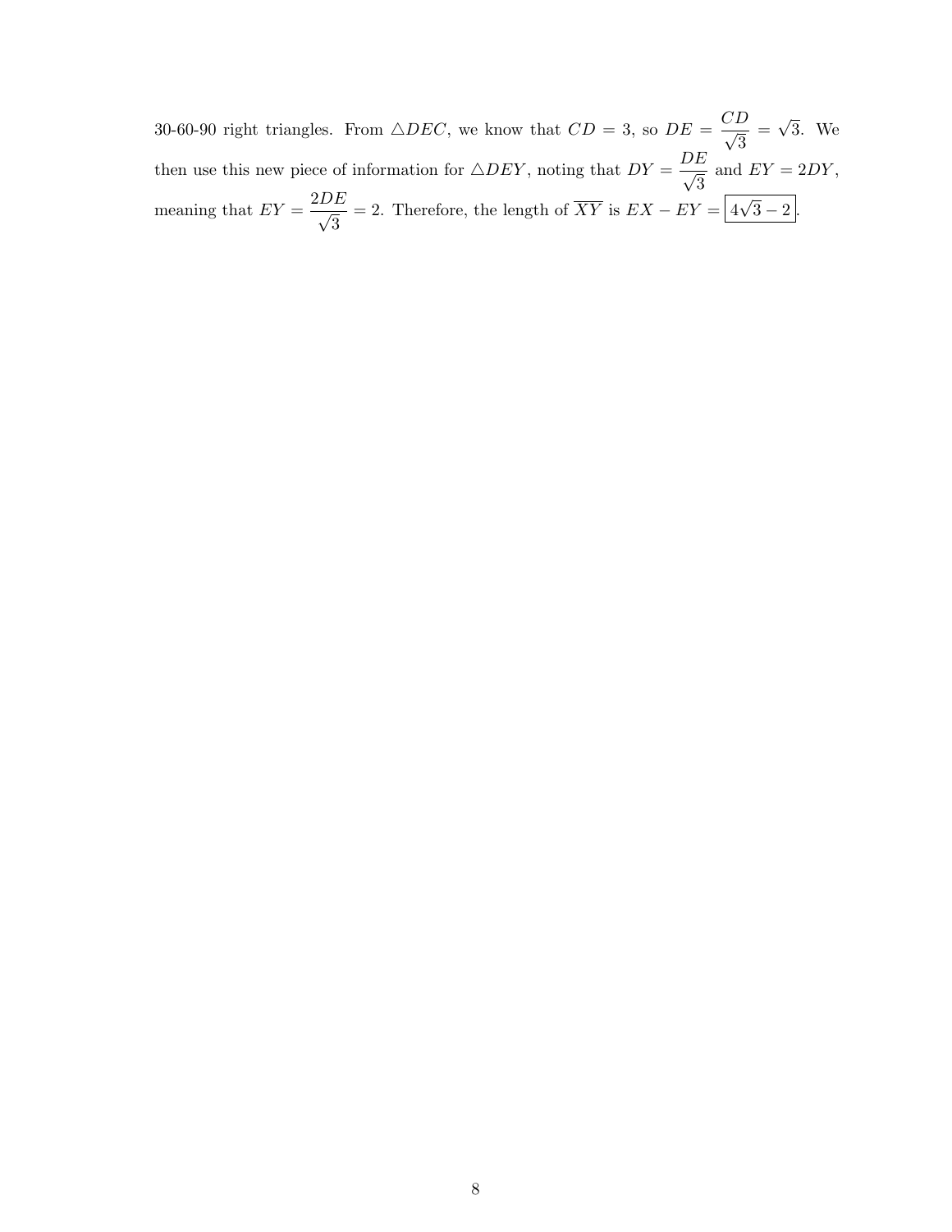30-60-90 right triangles. From $\triangle DEC$, we know that $CD = 3$, so $DE = \dfrac{CD}{\sqrt{3}} = \sqrt{3}$. We then use this new piece of information for $\triangle DEY$, noting that $DY = \dfrac{DE}{\sqrt{3}}$ and $EY = 2DY$, meaning that $EY = \dfrac{2DE}{\sqrt{3}} = 2$. Therefore, the length of $\overline{XY}$ is $EX - EY = \boxed{4\sqrt{3} - 2}$.